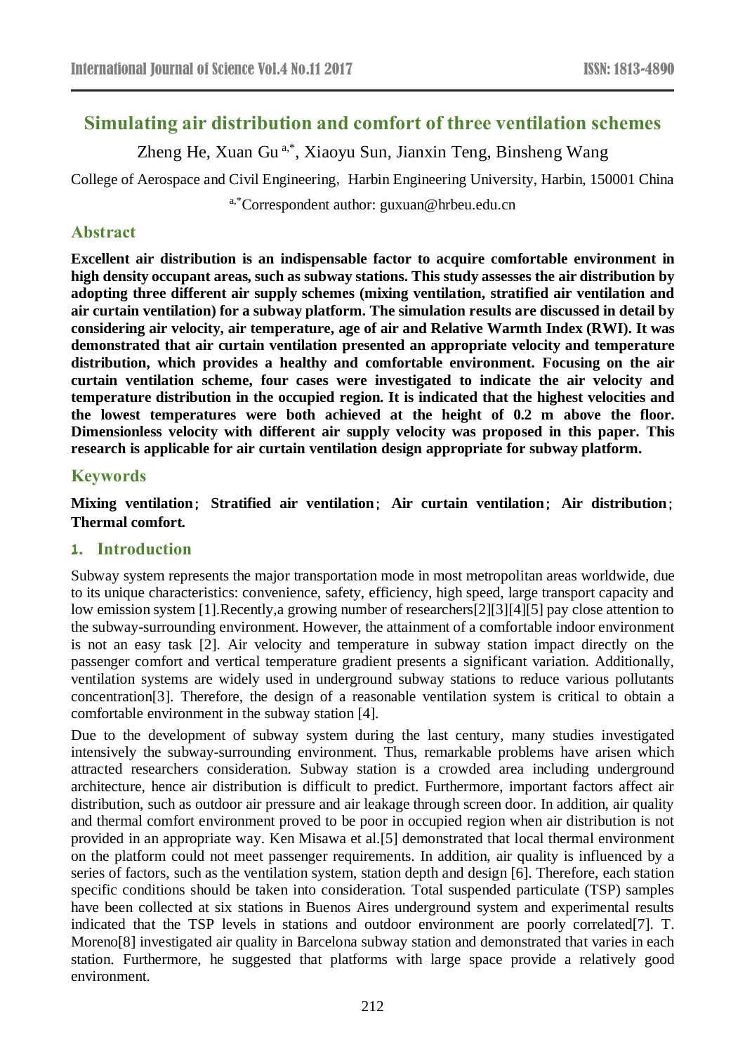# Simulating air distribution and comfort of three ventilation schemes

Zheng He, Xuan Gu [a,*], Xiaoyu Sun, Jianxin Teng, Binsheng Wang

College of Aerospace and Civil Engineering, Harbin Engineering University, Harbin, 150001 China

[a,*]Correspondent author: guxuan@hrbeu.edu.cn

## Abstract

**Excellent air distribution is an indispensable factor to acquire comfortable environment in high density occupant areas, such as subway stations. This study assesses the air distribution by adopting three different air supply schemes (mixing ventilation, stratified air ventilation and air curtain ventilation) for a subway platform. The simulation results are discussed in detail by considering air velocity, air temperature, age of air and Relative Warmth Index (RWI). It was demonstrated that air curtain ventilation presented an appropriate velocity and temperature distribution, which provides a healthy and comfortable environment. Focusing on the air curtain ventilation scheme, four cases were investigated to indicate the air velocity and temperature distribution in the occupied region. It is indicated that the highest velocities and the lowest temperatures were both achieved at the height of 0.2 m above the floor. Dimensionless velocity with different air supply velocity was proposed in this paper. This research is applicable for air curtain ventilation design appropriate for subway platform.**

## Keywords

**Mixing ventilation; Stratified air ventilation; Air curtain ventilation; Air distribution; Thermal comfort.**

## 1. Introduction

Subway system represents the major transportation mode in most metropolitan areas worldwide, due to its unique characteristics: convenience, safety, efficiency, high speed, large transport capacity and low emission system [1].Recently,a growing number of researchers[2][3][4][5] pay close attention to the subway-surrounding environment. However, the attainment of a comfortable indoor environment is not an easy task [2]. Air velocity and temperature in subway station impact directly on the passenger comfort and vertical temperature gradient presents a significant variation. Additionally, ventilation systems are widely used in underground subway stations to reduce various pollutants concentration[3]. Therefore, the design of a reasonable ventilation system is critical to obtain a comfortable environment in the subway station [4].

Due to the development of subway system during the last century, many studies investigated intensively the subway-surrounding environment. Thus, remarkable problems have arisen which attracted researchers consideration. Subway station is a crowded area including underground architecture, hence air distribution is difficult to predict. Furthermore, important factors affect air distribution, such as outdoor air pressure and air leakage through screen door. In addition, air quality and thermal comfort environment proved to be poor in occupied region when air distribution is not provided in an appropriate way. Ken Misawa et al.[5] demonstrated that local thermal environment on the platform could not meet passenger requirements. In addition, air quality is influenced by a series of factors, such as the ventilation system, station depth and design [6]. Therefore, each station specific conditions should be taken into consideration. Total suspended particulate (TSP) samples have been collected at six stations in Buenos Aires underground system and experimental results indicated that the TSP levels in stations and outdoor environment are poorly correlated[7]. T. Moreno[8] investigated air quality in Barcelona subway station and demonstrated that varies in each station. Furthermore, he suggested that platforms with large space provide a relatively good environment.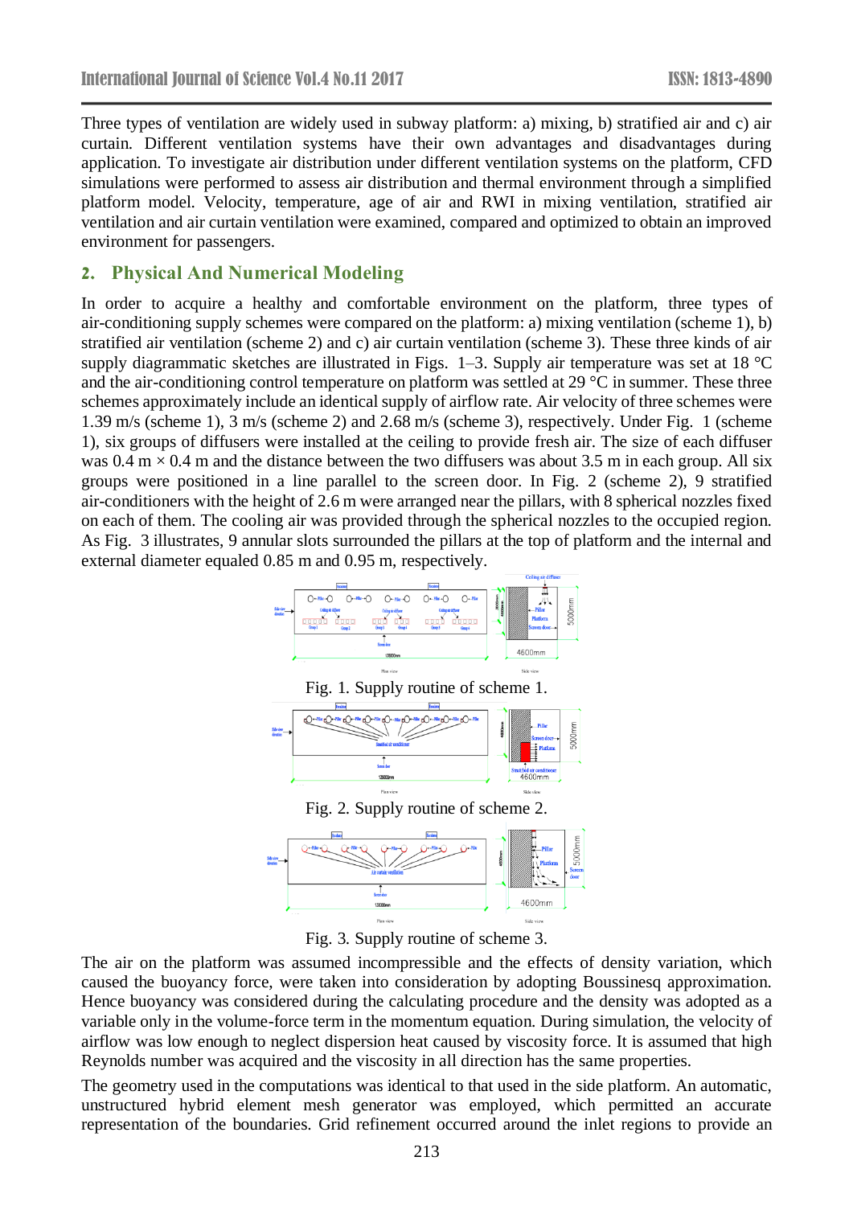Three types of ventilation are widely used in subway platform: a) mixing, b) stratified air and c) air curtain. Different ventilation systems have their own advantages and disadvantages during application. To investigate air distribution under different ventilation systems on the platform, CFD simulations were performed to assess air distribution and thermal environment through a simplified platform model. Velocity, temperature, age of air and RWI in mixing ventilation, stratified air ventilation and air curtain ventilation were examined, compared and optimized to obtain an improved environment for passengers.

## 2. Physical And Numerical Modeling

In order to acquire a healthy and comfortable environment on the platform, three types of air-conditioning supply schemes were compared on the platform: a) mixing ventilation (scheme 1), b) stratified air ventilation (scheme 2) and c) air curtain ventilation (scheme 3). These three kinds of air supply diagrammatic sketches are illustrated in Figs. 1–3. Supply air temperature was set at 18 °C and the air-conditioning control temperature on platform was settled at 29 °C in summer. These three schemes approximately include an identical supply of airflow rate. Air velocity of three schemes were 1.39 m/s (scheme 1), 3 m/s (scheme 2) and 2.68 m/s (scheme 3), respectively. Under Fig. 1 (scheme 1), six groups of diffusers were installed at the ceiling to provide fresh air. The size of each diffuser was 0.4 m × 0.4 m and the distance between the two diffusers was about 3.5 m in each group. All six groups were positioned in a line parallel to the screen door. In Fig. 2 (scheme 2), 9 stratified air-conditioners with the height of 2.6 m were arranged near the pillars, with 8 spherical nozzles fixed on each of them. The cooling air was provided through the spherical nozzles to the occupied region. As Fig. 3 illustrates, 9 annular slots surrounded the pillars at the top of platform and the internal and external diameter equaled 0.85 m and 0.95 m, respectively.

Fig. 1. Supply routine of scheme 1.

Fig. 2. Supply routine of scheme 2.

Fig. 3. Supply routine of scheme 3.

The air on the platform was assumed incompressible and the effects of density variation, which caused the buoyancy force, were taken into consideration by adopting Boussinesq approximation. Hence buoyancy was considered during the calculating procedure and the density was adopted as a variable only in the volume-force term in the momentum equation. During simulation, the velocity of airflow was low enough to neglect dispersion heat caused by viscosity force. It is assumed that high Reynolds number was acquired and the viscosity in all direction has the same properties.

The geometry used in the computations was identical to that used in the side platform. An automatic, unstructured hybrid element mesh generator was employed, which permitted an accurate representation of the boundaries. Grid refinement occurred around the inlet regions to provide an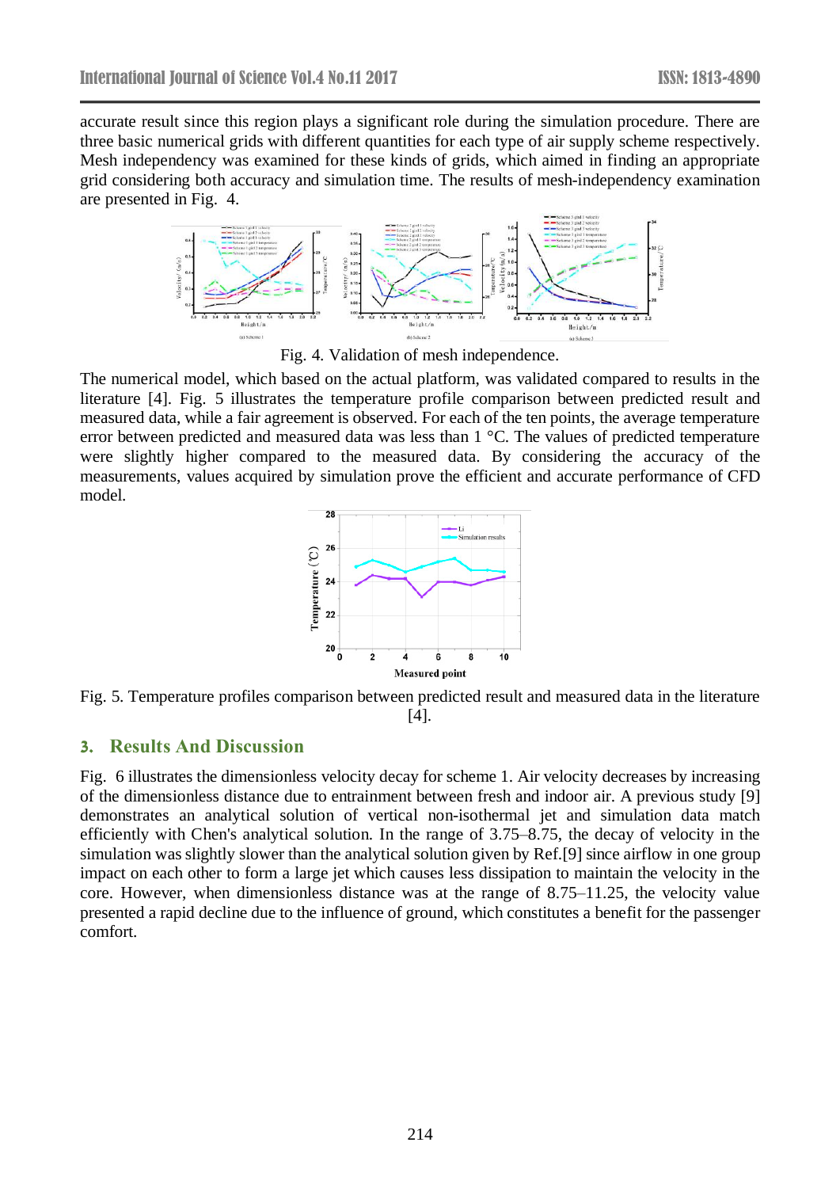accurate result since this region plays a significant role during the simulation procedure. There are three basic numerical grids with different quantities for each type of air supply scheme respectively. Mesh independency was examined for these kinds of grids, which aimed in finding an appropriate grid considering both accuracy and simulation time. The results of mesh-independency examination are presented in Fig. 4.

Fig. 4. Validation of mesh independence.

The numerical model, which based on the actual platform, was validated compared to results in the literature [4]. Fig. 5 illustrates the temperature profile comparison between predicted result and measured data, while a fair agreement is observed. For each of the ten points, the average temperature error between predicted and measured data was less than 1 °C. The values of predicted temperature were slightly higher compared to the measured data. By considering the accuracy of the measurements, values acquired by simulation prove the efficient and accurate performance of CFD model.

Temperature (℃)
Measured point
Li
Simulation results

Fig. 5. Temperature profiles comparison between predicted result and measured data in the literature [4].

## 3. Results And Discussion

Fig. 6 illustrates the dimensionless velocity decay for scheme 1. Air velocity decreases by increasing of the dimensionless distance due to entrainment between fresh and indoor air. A previous study [9] demonstrates an analytical solution of vertical non-isothermal jet and simulation data match efficiently with Chen's analytical solution. In the range of 3.75–8.75, the decay of velocity in the simulation was slightly slower than the analytical solution given by Ref.[9] since airflow in one group impact on each other to form a large jet which causes less dissipation to maintain the velocity in the core. However, when dimensionless distance was at the range of 8.75–11.25, the velocity value presented a rapid decline due to the influence of ground, which constitutes a benefit for the passenger comfort.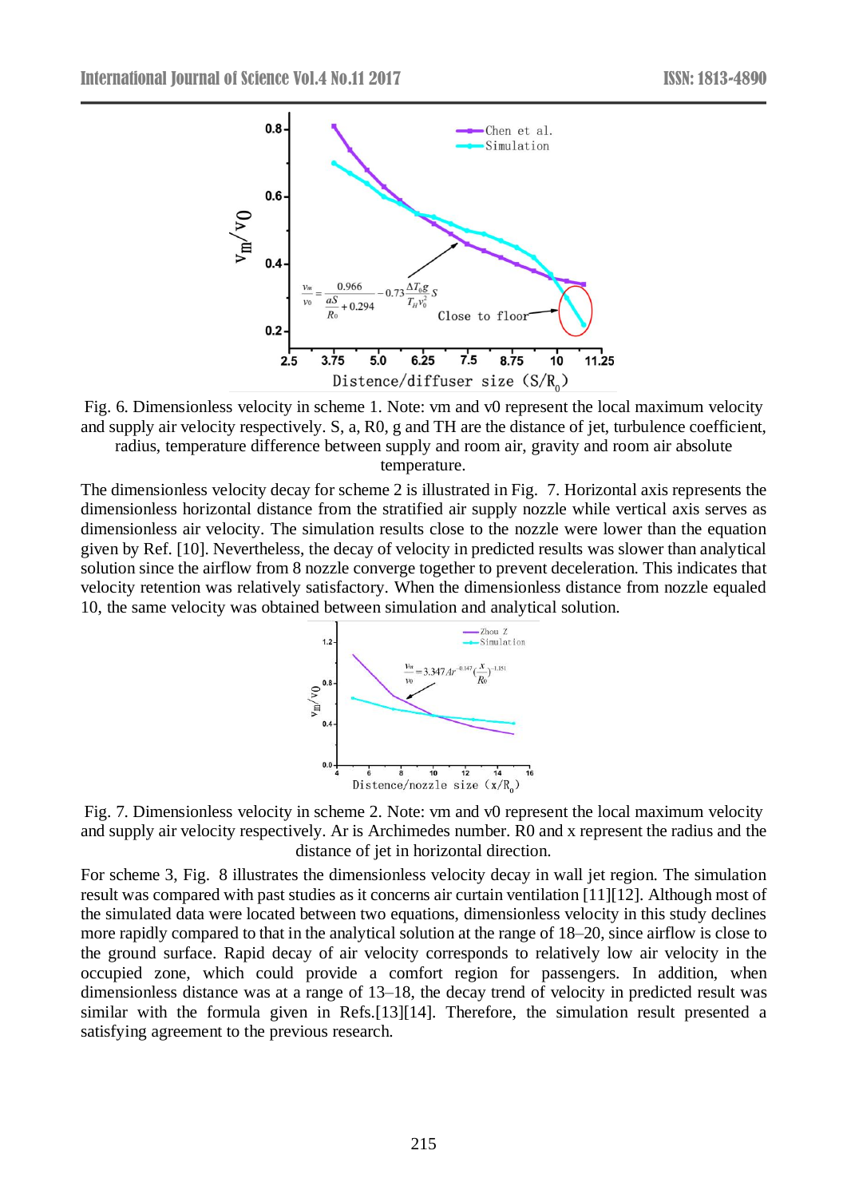0.8
0.6
0.4
0.2
$v_m/v_0$
2.5 3.75 5.0 6.25 7.5 8.75 10 11.25
Distence/diffuser size ($S/R_0$)
Chen et al.
Simulation
$\frac{v_m}{v_0} = \frac{0.966}{\frac{aS}{R_0} + 0.294} - 0.73 \frac{\Delta T_0 g}{T_H v_0^2} S$
Close to floor

Fig. 6. Dimensionless velocity in scheme 1. Note: vm and v0 represent the local maximum velocity and supply air velocity respectively. S, a, R0, g and TH are the distance of jet, turbulence coefficient, radius, temperature difference between supply and room air, gravity and room air absolute temperature.

The dimensionless velocity decay for scheme 2 is illustrated in Fig. 7. Horizontal axis represents the dimensionless horizontal distance from the stratified air supply nozzle while vertical axis serves as dimensionless air velocity. The simulation results close to the nozzle were lower than the equation given by Ref. [10]. Nevertheless, the decay of velocity in predicted results was slower than analytical solution since the airflow from 8 nozzle converge together to prevent deceleration. This indicates that velocity retention was relatively satisfactory. When the dimensionless distance from nozzle equaled 10, the same velocity was obtained between simulation and analytical solution.

1.2
0.8
0.4
0.0
$v_m/v_0$
4 6 8 10 12 14 16
Distence/nozzle size ($x/R_0$)
Zhou Z
Simulation
$\frac{v_m}{v_0} = 3.347 Ar^{-0.147} (\frac{x}{R_0})^{-1.151}$

Fig. 7. Dimensionless velocity in scheme 2. Note: vm and v0 represent the local maximum velocity and supply air velocity respectively. Ar is Archimedes number. R0 and x represent the radius and the distance of jet in horizontal direction.

For scheme 3, Fig. 8 illustrates the dimensionless velocity decay in wall jet region. The simulation result was compared with past studies as it concerns air curtain ventilation [11][12]. Although most of the simulated data were located between two equations, dimensionless velocity in this study declines more rapidly compared to that in the analytical solution at the range of 18–20, since airflow is close to the ground surface. Rapid decay of air velocity corresponds to relatively low air velocity in the occupied zone, which could provide a comfort region for passengers. In addition, when dimensionless distance was at a range of 13–18, the decay trend of velocity in predicted result was similar with the formula given in Refs.[13][14]. Therefore, the simulation result presented a satisfying agreement to the previous research.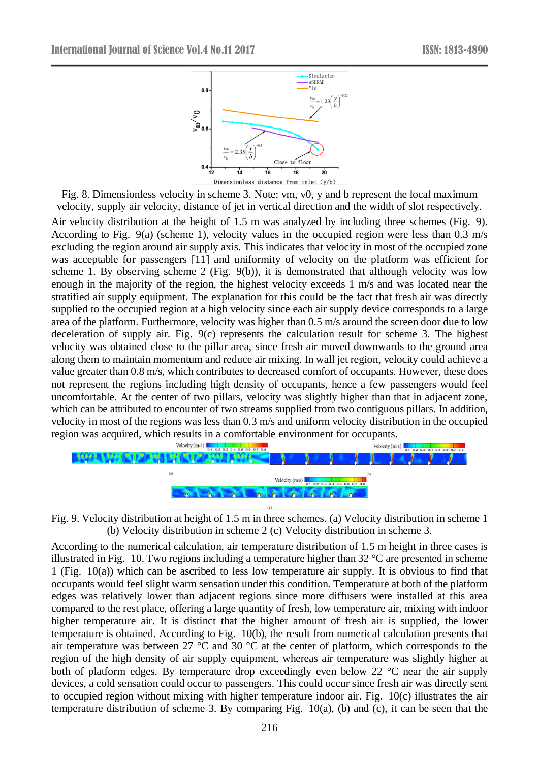Simulation
ASHRAE
Yin

$\frac{v_m}{v_0} = 1.23\left(\frac{y}{b}\right)^{-0.22}$

$\frac{v_m}{v_0} = 2.35\left(\frac{y}{b}\right)^{-0.5}$

Close to floor

$v_m/v_0$

0.8
0.6
0.4

12 14 16 18 20

Dimensionless distence from inlet (y/b)

Fig. 8. Dimensionless velocity in scheme 3. Note: vm, v0, y and b represent the local maximum velocity, supply air velocity, distance of jet in vertical direction and the width of slot respectively.

Air velocity distribution at the height of 1.5 m was analyzed by including three schemes (Fig. 9). According to Fig. 9(a) (scheme 1), velocity values in the occupied region were less than 0.3 m/s excluding the region around air supply axis. This indicates that velocity in most of the occupied zone was acceptable for passengers [11] and uniformity of velocity on the platform was efficient for scheme 1. By observing scheme 2 (Fig. 9(b)), it is demonstrated that although velocity was low enough in the majority of the region, the highest velocity exceeds 1 m/s and was located near the stratified air supply equipment. The explanation for this could be the fact that fresh air was directly supplied to the occupied region at a high velocity since each air supply device corresponds to a large area of the platform. Furthermore, velocity was higher than 0.5 m/s around the screen door due to low deceleration of supply air. Fig. 9(c) represents the calculation result for scheme 3. The highest velocity was obtained close to the pillar area, since fresh air moved downwards to the ground area along them to maintain momentum and reduce air mixing. In wall jet region, velocity could achieve a value greater than 0.8 m/s, which contributes to decreased comfort of occupants. However, these does not represent the regions including high density of occupants, hence a few passengers would feel uncomfortable. At the center of two pillars, velocity was slightly higher than that in adjacent zone, which can be attributed to encounter of two streams supplied from two contiguous pillars. In addition, velocity in most of the regions was less than 0.3 m/s and uniform velocity distribution in the occupied region was acquired, which results in a comfortable environment for occupants.

Velocity (m/s)
0.1 0.2 0.3 0.4 0.5 0.6 0.7 0.8

(a) (b) (c)

Fig. 9. Velocity distribution at height of 1.5 m in three schemes. (a) Velocity distribution in scheme 1 (b) Velocity distribution in scheme 2 (c) Velocity distribution in scheme 3.

According to the numerical calculation, air temperature distribution of 1.5 m height in three cases is illustrated in Fig. 10. Two regions including a temperature higher than 32 °C are presented in scheme 1 (Fig. 10(a)) which can be ascribed to less low temperature air supply. It is obvious to find that occupants would feel slight warm sensation under this condition. Temperature at both of the platform edges was relatively lower than adjacent regions since more diffusers were installed at this area compared to the rest place, offering a large quantity of fresh, low temperature air, mixing with indoor higher temperature air. It is distinct that the higher amount of fresh air is supplied, the lower temperature is obtained. According to Fig. 10(b), the result from numerical calculation presents that air temperature was between 27 °C and 30 °C at the center of platform, which corresponds to the region of the high density of air supply equipment, whereas air temperature was slightly higher at both of platform edges. By temperature drop exceedingly even below 22 °C near the air supply devices, a cold sensation could occur to passengers. This could occur since fresh air was directly sent to occupied region without mixing with higher temperature indoor air. Fig. 10(c) illustrates the air temperature distribution of scheme 3. By comparing Fig. 10(a), (b) and (c), it can be seen that the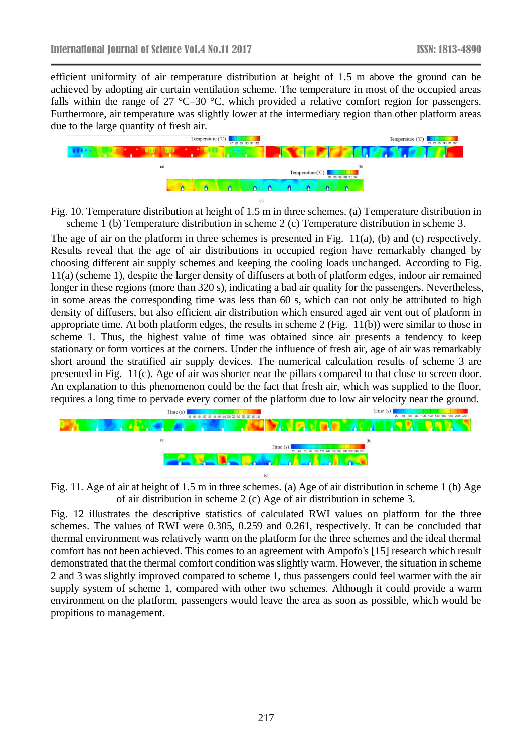efficient uniformity of air temperature distribution at height of 1.5 m above the ground can be achieved by adopting air curtain ventilation scheme. The temperature in most of the occupied areas falls within the range of 27 °C–30 °C, which provided a relative comfort region for passengers. Furthermore, air temperature was slightly lower at the intermediary region than other platform areas due to the large quantity of fresh air.

Temperature (℃)
27 28 29 30 31 32
(a)

Temperature (℃)
27 28 29 30 31 32
(b)

Temperature (℃)
27 28 29 30 31 32
(c)

Fig. 10. Temperature distribution at height of 1.5 m in three schemes. (a) Temperature distribution in scheme 1 (b) Temperature distribution in scheme 2 (c) Temperature distribution in scheme 3.

The age of air on the platform in three schemes is presented in Fig. 11(a), (b) and (c) respectively. Results reveal that the age of air distributions in occupied region have remarkably changed by choosing different air supply schemes and keeping the cooling loads unchanged. According to Fig. 11(a) (scheme 1), despite the larger density of diffusers at both of platform edges, indoor air remained longer in these regions (more than 320 s), indicating a bad air quality for the passengers. Nevertheless, in some areas the corresponding time was less than 60 s, which can not only be attributed to high density of diffusers, but also efficient air distribution which ensured aged air vent out of platform in appropriate time. At both platform edges, the results in scheme 2 (Fig. 11(b)) were similar to those in scheme 1. Thus, the highest value of time was obtained since air presents a tendency to keep stationary or form vortices at the corners. Under the influence of fresh air, age of air was remarkably short around the stratified air supply devices. The numerical calculation results of scheme 3 are presented in Fig. 11(c). Age of air was shorter near the pillars compared to that close to screen door. An explanation to this phenomenon could be the fact that fresh air, which was supplied to the floor, requires a long time to pervade every corner of the platform due to low air velocity near the ground.

Time (s)
40 60 80 100 120 140 160 180 200 220 240 260 280 300 320
(a)

Time (s)
20 40 60 80 100 120 140 160 180 200 220
(b)

Time (s)
20 40 60 80 100 120 140 160 180 200 220 240 260
(c)

Fig. 11. Age of air at height of 1.5 m in three schemes. (a) Age of air distribution in scheme 1 (b) Age of air distribution in scheme 2 (c) Age of air distribution in scheme 3.

Fig. 12 illustrates the descriptive statistics of calculated RWI values on platform for the three schemes. The values of RWI were 0.305, 0.259 and 0.261, respectively. It can be concluded that thermal environment was relatively warm on the platform for the three schemes and the ideal thermal comfort has not been achieved. This comes to an agreement with Ampofo's [15] research which result demonstrated that the thermal comfort condition was slightly warm. However, the situation in scheme 2 and 3 was slightly improved compared to scheme 1, thus passengers could feel warmer with the air supply system of scheme 1, compared with other two schemes. Although it could provide a warm environment on the platform, passengers would leave the area as soon as possible, which would be propitious to management.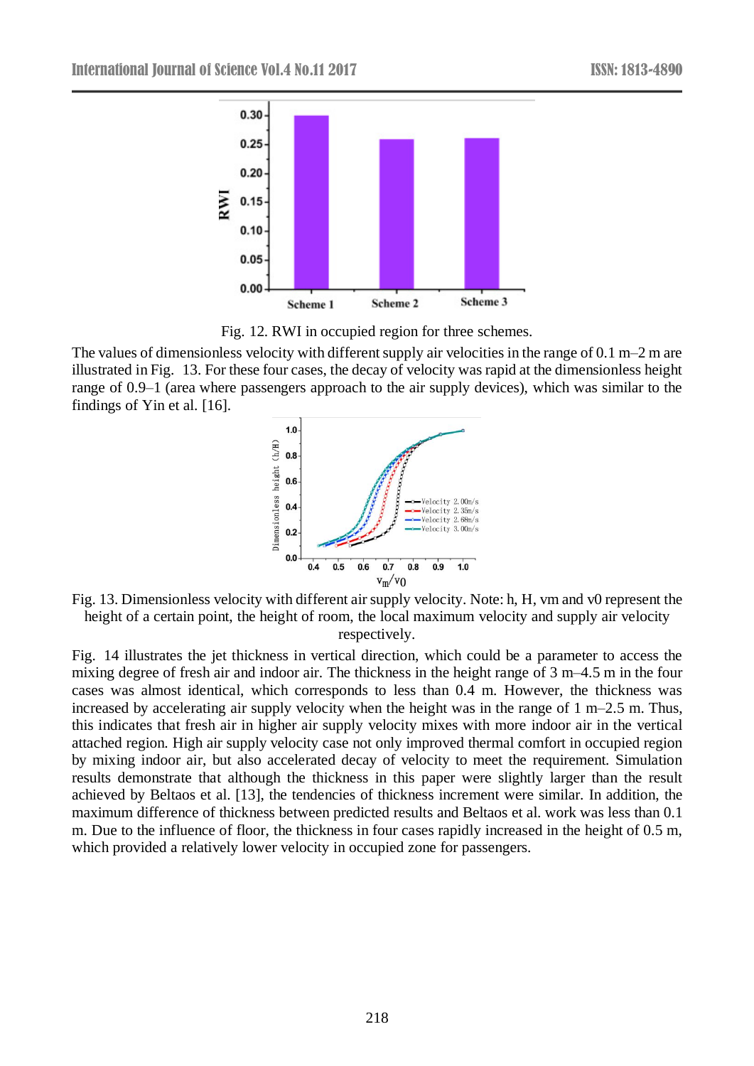0.30
0.25
0.20
0.15
0.10
0.05
0.00
RWI
Scheme 1
Scheme 2
Scheme 3

Fig. 12. RWI in occupied region for three schemes.

The values of dimensionless velocity with different supply air velocities in the range of 0.1 m–2 m are illustrated in Fig. 13. For these four cases, the decay of velocity was rapid at the dimensionless height range of 0.9–1 (area where passengers approach to the air supply devices), which was similar to the findings of Yin et al. [16].

1.0
0.8
0.6
0.4
0.2
0.0
Dimensionless height (h/H)
0.4 0.5 0.6 0.7 0.8 0.9 1.0
$v_m/v_0$
Velocity 2.00m/s
Velocity 2.35m/s
Velocity 2.68m/s
Velocity 3.00m/s

Fig. 13. Dimensionless velocity with different air supply velocity. Note: h, H, vm and v0 represent the height of a certain point, the height of room, the local maximum velocity and supply air velocity respectively.

Fig. 14 illustrates the jet thickness in vertical direction, which could be a parameter to access the mixing degree of fresh air and indoor air. The thickness in the height range of 3 m–4.5 m in the four cases was almost identical, which corresponds to less than 0.4 m. However, the thickness was increased by accelerating air supply velocity when the height was in the range of 1 m–2.5 m. Thus, this indicates that fresh air in higher air supply velocity mixes with more indoor air in the vertical attached region. High air supply velocity case not only improved thermal comfort in occupied region by mixing indoor air, but also accelerated decay of velocity to meet the requirement. Simulation results demonstrate that although the thickness in this paper were slightly larger than the result achieved by Beltaos et al. [13], the tendencies of thickness increment were similar. In addition, the maximum difference of thickness between predicted results and Beltaos et al. work was less than 0.1 m. Due to the influence of floor, the thickness in four cases rapidly increased in the height of 0.5 m, which provided a relatively lower velocity in occupied zone for passengers.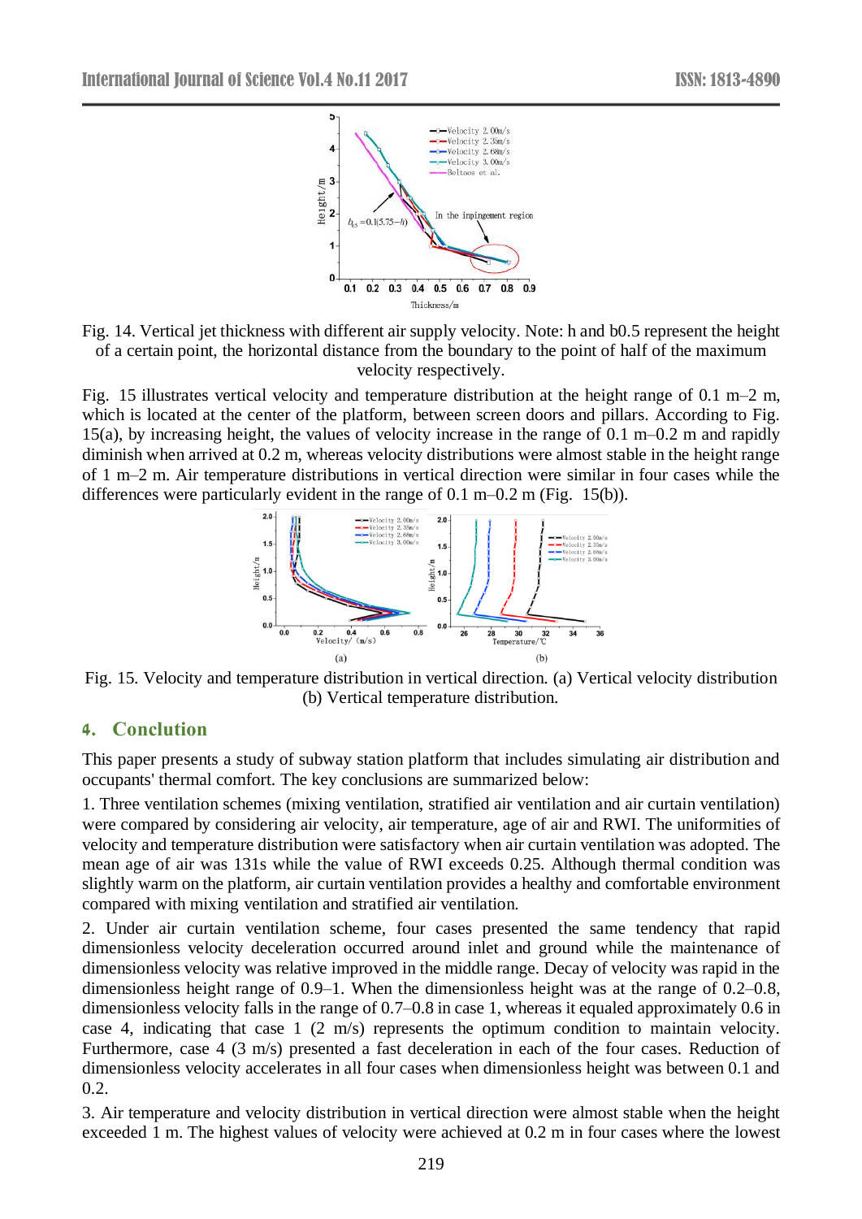5

4

3

2

1

0

0.1 0.2 0.3 0.4 0.5 0.6 0.7 0.8 0.9

Thickness/m

Height/m

Velocity 2.00m/s
Velocity 2.35m/s
Velocity 2.68m/s
Velocity 3.00m/s
Beltaos et al.

$b_{0.5}=0.1(5.75-h)$

In the impingement region

Fig. 14. Vertical jet thickness with different air supply velocity. Note: h and b0.5 represent the height of a certain point, the horizontal distance from the boundary to the point of half of the maximum velocity respectively.

Fig. 15 illustrates vertical velocity and temperature distribution at the height range of 0.1 m–2 m, which is located at the center of the platform, between screen doors and pillars. According to Fig. 15(a), by increasing height, the values of velocity increase in the range of 0.1 m–0.2 m and rapidly diminish when arrived at 0.2 m, whereas velocity distributions were almost stable in the height range of 1 m–2 m. Air temperature distributions in vertical direction were similar in four cases while the differences were particularly evident in the range of 0.1 m–0.2 m (Fig. 15(b)).

2.0
1.5
1.0
0.5
0.0

0.0 0.2 0.4 0.6 0.8

Velocity/ (m/s)

Height/m

Velocity 2.00m/s
Velocity 2.35m/s
Velocity 2.68m/s
Velocity 3.00m/s

(a)

2.0
1.5
1.0
0.5
0.0

26 28 30 32 34 36

Temperature/℃

Height/m

Velocity 2.00m/s
Velocity 2.35m/s
Velocity 2.68m/s
Velocity 3.00m/s

(b)

Fig. 15. Velocity and temperature distribution in vertical direction. (a) Vertical velocity distribution (b) Vertical temperature distribution.

## 4. Conclusion

This paper presents a study of subway station platform that includes simulating air distribution and occupants' thermal comfort. The key conclusions are summarized below:

1. Three ventilation schemes (mixing ventilation, stratified air ventilation and air curtain ventilation) were compared by considering air velocity, air temperature, age of air and RWI. The uniformities of velocity and temperature distribution were satisfactory when air curtain ventilation was adopted. The mean age of air was 131s while the value of RWI exceeds 0.25. Although thermal condition was slightly warm on the platform, air curtain ventilation provides a healthy and comfortable environment compared with mixing ventilation and stratified air ventilation.

2. Under air curtain ventilation scheme, four cases presented the same tendency that rapid dimensionless velocity deceleration occurred around inlet and ground while the maintenance of dimensionless velocity was relative improved in the middle range. Decay of velocity was rapid in the dimensionless height range of 0.9–1. When the dimensionless height was at the range of 0.2–0.8, dimensionless velocity falls in the range of 0.7–0.8 in case 1, whereas it equaled approximately 0.6 in case 4, indicating that case 1 (2 m/s) represents the optimum condition to maintain velocity. Furthermore, case 4 (3 m/s) presented a fast deceleration in each of the four cases. Reduction of dimensionless velocity accelerates in all four cases when dimensionless height was between 0.1 and 0.2.

3. Air temperature and velocity distribution in vertical direction were almost stable when the height exceeded 1 m. The highest values of velocity were achieved at 0.2 m in four cases where the lowest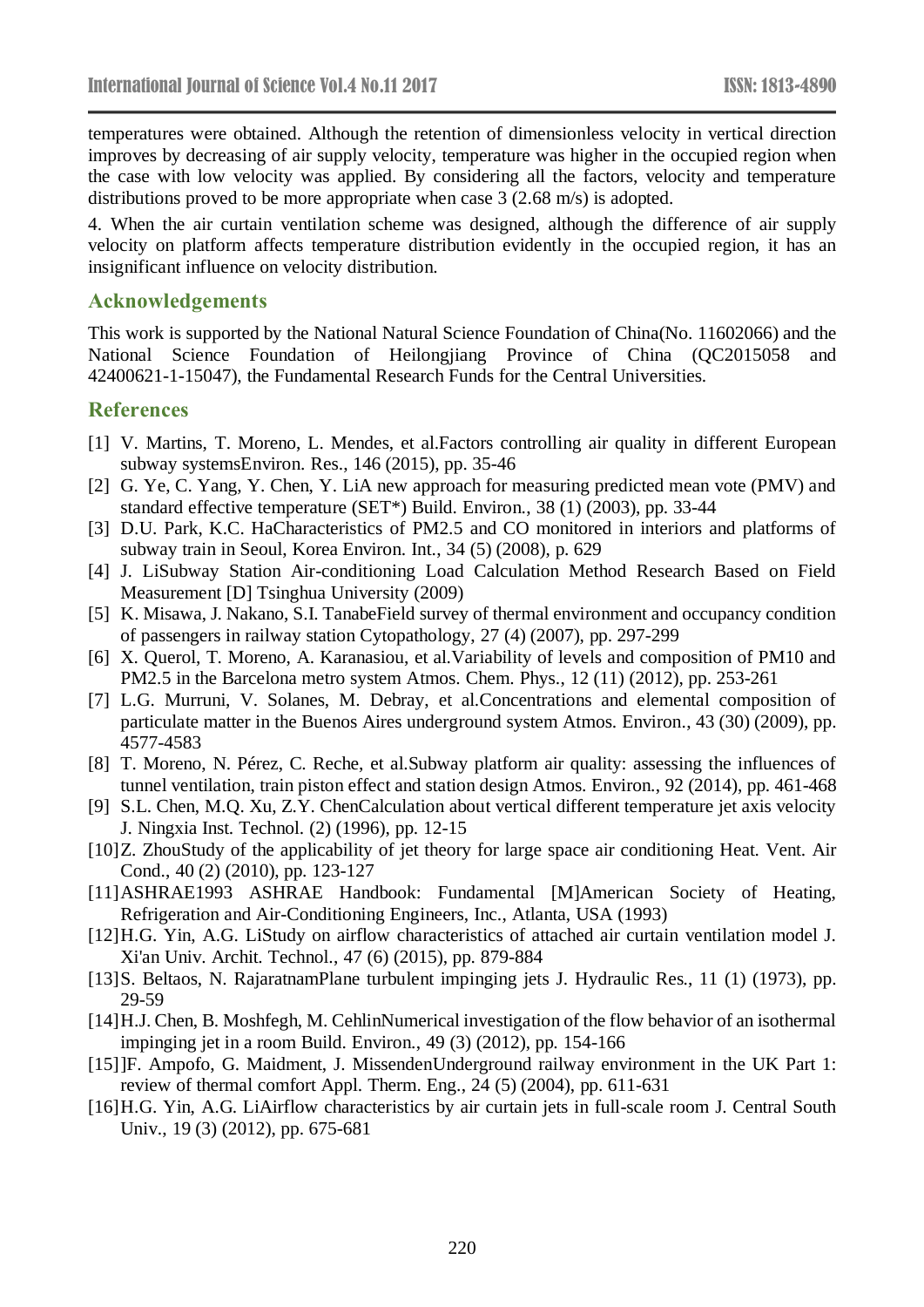temperatures were obtained. Although the retention of dimensionless velocity in vertical direction improves by decreasing of air supply velocity, temperature was higher in the occupied region when the case with low velocity was applied. By considering all the factors, velocity and temperature distributions proved to be more appropriate when case 3 (2.68 m/s) is adopted.

4. When the air curtain ventilation scheme was designed, although the difference of air supply velocity on platform affects temperature distribution evidently in the occupied region, it has an insignificant influence on velocity distribution.

## Acknowledgements

This work is supported by the National Natural Science Foundation of China(No. 11602066) and the National Science Foundation of Heilongjiang Province of China (QC2015058 and 42400621-1-15047), the Fundamental Research Funds for the Central Universities.

## References

[1] V. Martins, T. Moreno, L. Mendes, et al.Factors controlling air quality in different European subway systemsEnviron. Res., 146 (2015), pp. 35-46

[2] G. Ye, C. Yang, Y. Chen, Y. LiA new approach for measuring predicted mean vote (PMV) and standard effective temperature (SET*) Build. Environ., 38 (1) (2003), pp. 33-44

[3] D.U. Park, K.C. HaCharacteristics of PM2.5 and CO monitored in interiors and platforms of subway train in Seoul, Korea Environ. Int., 34 (5) (2008), p. 629

[4] J. LiSubway Station Air-conditioning Load Calculation Method Research Based on Field Measurement [D] Tsinghua University (2009)

[5] K. Misawa, J. Nakano, S.I. TanabeField survey of thermal environment and occupancy condition of passengers in railway station Cytopathology, 27 (4) (2007), pp. 297-299

[6] X. Querol, T. Moreno, A. Karanasiou, et al.Variability of levels and composition of PM10 and PM2.5 in the Barcelona metro system Atmos. Chem. Phys., 12 (11) (2012), pp. 253-261

[7] L.G. Murruni, V. Solanes, M. Debray, et al.Concentrations and elemental composition of particulate matter in the Buenos Aires underground system Atmos. Environ., 43 (30) (2009), pp. 4577-4583

[8] T. Moreno, N. Pérez, C. Reche, et al.Subway platform air quality: assessing the influences of tunnel ventilation, train piston effect and station design Atmos. Environ., 92 (2014), pp. 461-468

[9] S.L. Chen, M.Q. Xu, Z.Y. ChenCalculation about vertical different temperature jet axis velocity J. Ningxia Inst. Technol. (2) (1996), pp. 12-15

[10] Z. ZhouStudy of the applicability of jet theory for large space air conditioning Heat. Vent. Air Cond., 40 (2) (2010), pp. 123-127

[11] ASHRAE1993 ASHRAE Handbook: Fundamental [M]American Society of Heating, Refrigeration and Air-Conditioning Engineers, Inc., Atlanta, USA (1993)

[12] H.G. Yin, A.G. LiStudy on airflow characteristics of attached air curtain ventilation model J. Xi'an Univ. Archit. Technol., 47 (6) (2015), pp. 879-884

[13] S. Beltaos, N. RajaratnamPlane turbulent impinging jets J. Hydraulic Res., 11 (1) (1973), pp. 29-59

[14] H.J. Chen, B. Moshfegh, M. CehlinNumerical investigation of the flow behavior of an isothermal impinging jet in a room Build. Environ., 49 (3) (2012), pp. 154-166

[15] ]F. Ampofo, G. Maidment, J. MissendenUnderground railway environment in the UK Part 1: review of thermal comfort Appl. Therm. Eng., 24 (5) (2004), pp. 611-631

[16] H.G. Yin, A.G. LiAirflow characteristics by air curtain jets in full-scale room J. Central South Univ., 19 (3) (2012), pp. 675-681